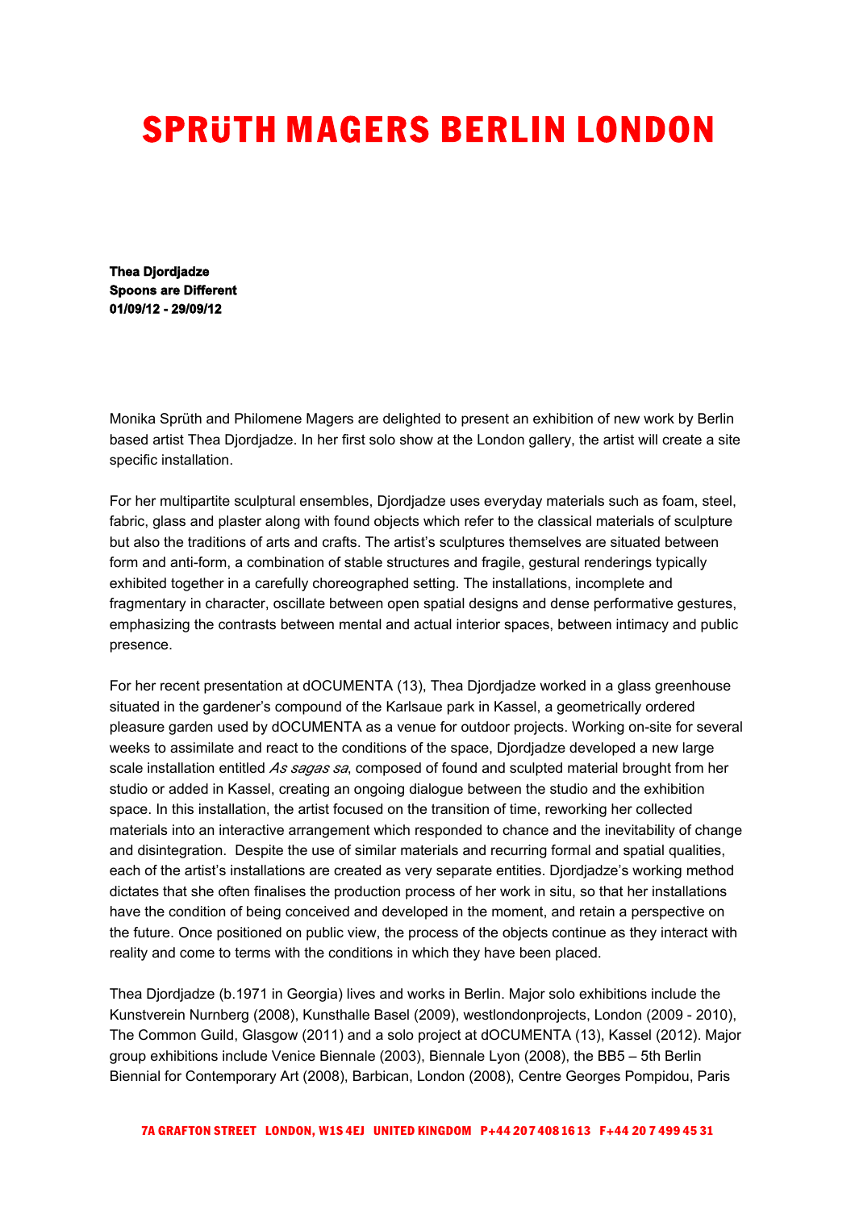# SPRÜTH MAGERS BERLIN LONDON

**Thea Djordjadze**
**Spoons are Different**
**01/09/12 - 29/09/12**

Monika Sprüth and Philomene Magers are delighted to present an exhibition of new work by Berlin based artist Thea Djordjadze. In her first solo show at the London gallery, the artist will create a site specific installation.

For her multipartite sculptural ensembles, Djordjadze uses everyday materials such as foam, steel, fabric, glass and plaster along with found objects which refer to the classical materials of sculpture but also the traditions of arts and crafts. The artist's sculptures themselves are situated between form and anti-form, a combination of stable structures and fragile, gestural renderings typically exhibited together in a carefully choreographed setting. The installations, incomplete and fragmentary in character, oscillate between open spatial designs and dense performative gestures, emphasizing the contrasts between mental and actual interior spaces, between intimacy and public presence.

For her recent presentation at dOCUMENTA (13), Thea Djordjadze worked in a glass greenhouse situated in the gardener's compound of the Karlsaue park in Kassel, a geometrically ordered pleasure garden used by dOCUMENTA as a venue for outdoor projects. Working on-site for several weeks to assimilate and react to the conditions of the space, Djordjadze developed a new large scale installation entitled *As sagas sa*, composed of found and sculpted material brought from her studio or added in Kassel, creating an ongoing dialogue between the studio and the exhibition space. In this installation, the artist focused on the transition of time, reworking her collected materials into an interactive arrangement which responded to chance and the inevitability of change and disintegration. Despite the use of similar materials and recurring formal and spatial qualities, each of the artist's installations are created as very separate entities. Djordjadze's working method dictates that she often finalises the production process of her work in situ, so that her installations have the condition of being conceived and developed in the moment, and retain a perspective on the future. Once positioned on public view, the process of the objects continue as they interact with reality and come to terms with the conditions in which they have been placed.

Thea Djordjadze (b.1971 in Georgia) lives and works in Berlin. Major solo exhibitions include the Kunstverein Nurnberg (2008), Kunsthalle Basel (2009), westlondonprojects, London (2009 - 2010), The Common Guild, Glasgow (2011) and a solo project at dOCUMENTA (13), Kassel (2012). Major group exhibitions include Venice Biennale (2003), Biennale Lyon (2008), the BB5 – 5th Berlin Biennial for Contemporary Art (2008), Barbican, London (2008), Centre Georges Pompidou, Paris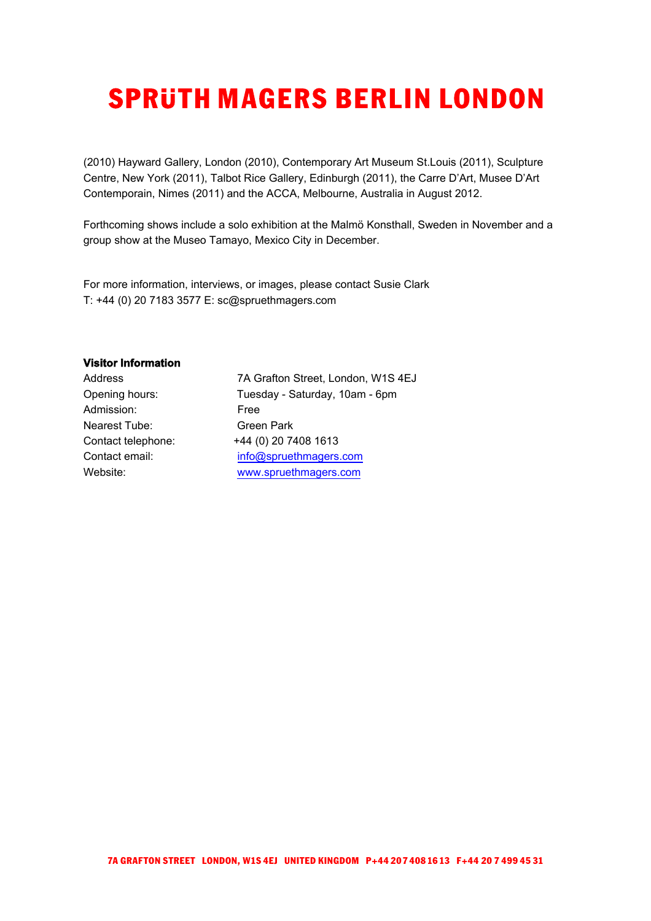# SPRÜTH MAGERS BERLIN LONDON

(2010) Hayward Gallery, London (2010), Contemporary Art Museum St.Louis (2011), Sculpture Centre, New York (2011), Talbot Rice Gallery, Edinburgh (2011), the Carre D'Art, Musee D'Art Contemporain, Nimes (2011) and the ACCA, Melbourne, Australia in August 2012.

Forthcoming shows include a solo exhibition at the Malmö Konsthall, Sweden in November and a group show at the Museo Tamayo, Mexico City in December.

For more information, interviews, or images, please contact Susie Clark
T: +44 (0) 20 7183 3577 E: sc@spruethmagers.com

**Visitor Information**

| | |
|---|---|
| Address | 7A Grafton Street, London, W1S 4EJ |
| Opening hours: | Tuesday - Saturday, 10am - 6pm |
| Admission: | Free |
| Nearest Tube: | Green Park |
| Contact telephone: | +44 (0) 20 7408 1613 |
| Contact email: | info@spruethmagers.com |
| Website: | www.spruethmagers.com |

7A GRAFTON STREET LONDON, W1S 4EJ UNITED KINGDOM P+44 20 7 408 16 13 F+44 20 7 499 45 31